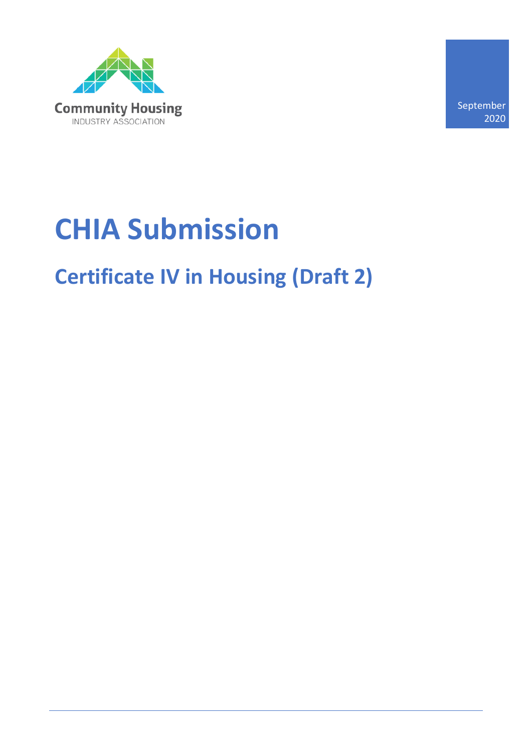Community Housing
INDUSTRY ASSOCIATION

September 2020

# CHIA Submission

## Certificate IV in Housing (Draft 2)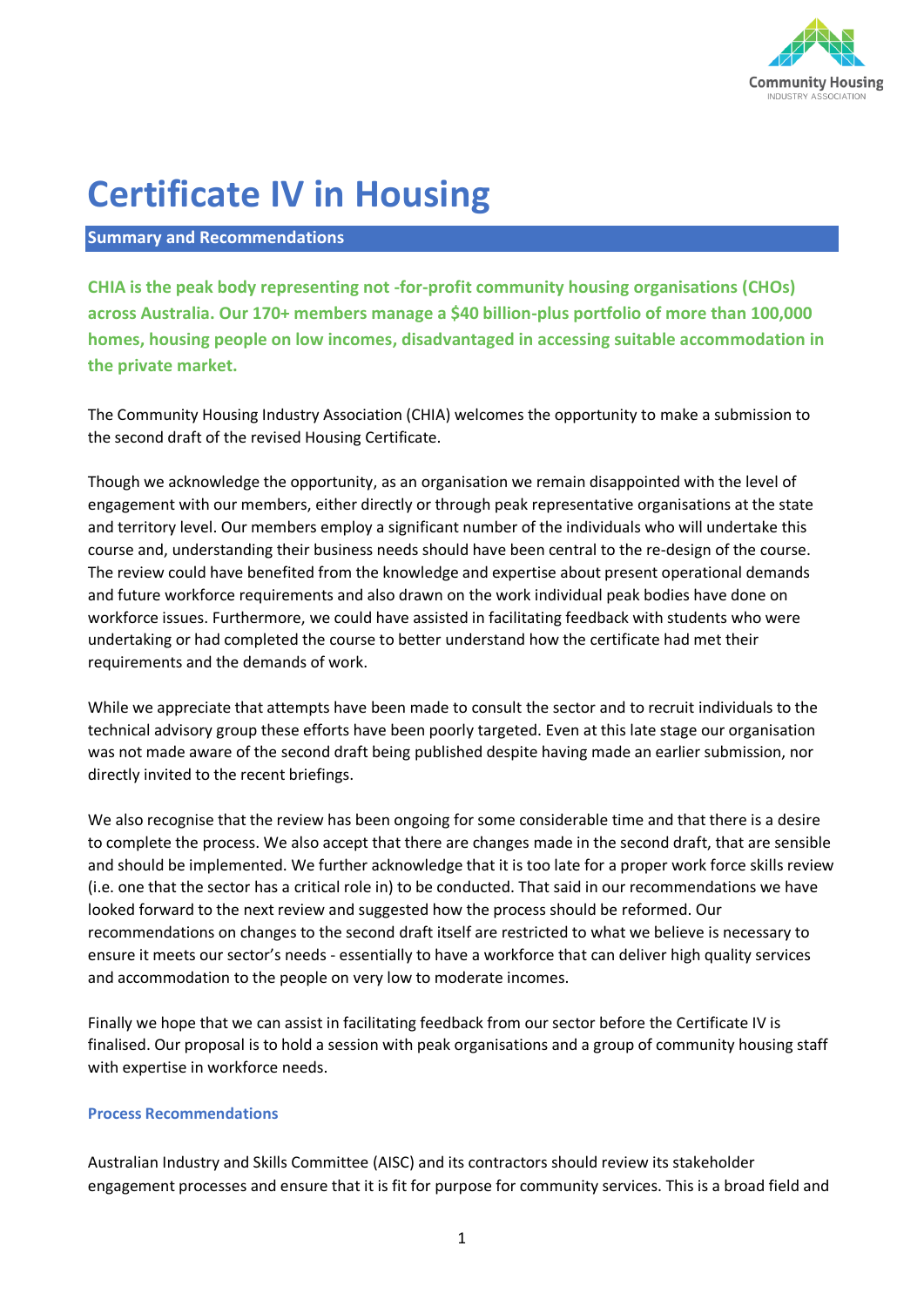# Certificate IV in Housing

## Summary and Recommendations

**CHIA is the peak body representing not -for-profit community housing organisations (CHOs) across Australia. Our 170+ members manage a $40 billion-plus portfolio of more than 100,000 homes, housing people on low incomes, disadvantaged in accessing suitable accommodation in the private market.**

The Community Housing Industry Association (CHIA) welcomes the opportunity to make a submission to the second draft of the revised Housing Certificate.

Though we acknowledge the opportunity, as an organisation we remain disappointed with the level of engagement with our members, either directly or through peak representative organisations at the state and territory level. Our members employ a significant number of the individuals who will undertake this course and, understanding their business needs should have been central to the re-design of the course. The review could have benefited from the knowledge and expertise about present operational demands and future workforce requirements and also drawn on the work individual peak bodies have done on workforce issues. Furthermore, we could have assisted in facilitating feedback with students who were undertaking or had completed the course to better understand how the certificate had met their requirements and the demands of work.

While we appreciate that attempts have been made to consult the sector and to recruit individuals to the technical advisory group these efforts have been poorly targeted. Even at this late stage our organisation was not made aware of the second draft being published despite having made an earlier submission, nor directly invited to the recent briefings.

We also recognise that the review has been ongoing for some considerable time and that there is a desire to complete the process. We also accept that there are changes made in the second draft, that are sensible and should be implemented. We further acknowledge that it is too late for a proper work force skills review (i.e. one that the sector has a critical role in) to be conducted. That said in our recommendations we have looked forward to the next review and suggested how the process should be reformed. Our recommendations on changes to the second draft itself are restricted to what we believe is necessary to ensure it meets our sector's needs - essentially to have a workforce that can deliver high quality services and accommodation to the people on very low to moderate incomes.

Finally we hope that we can assist in facilitating feedback from our sector before the Certificate IV is finalised. Our proposal is to hold a session with peak organisations and a group of community housing staff with expertise in workforce needs.

### Process Recommendations

Australian Industry and Skills Committee (AISC) and its contractors should review its stakeholder engagement processes and ensure that it is fit for purpose for community services. This is a broad field and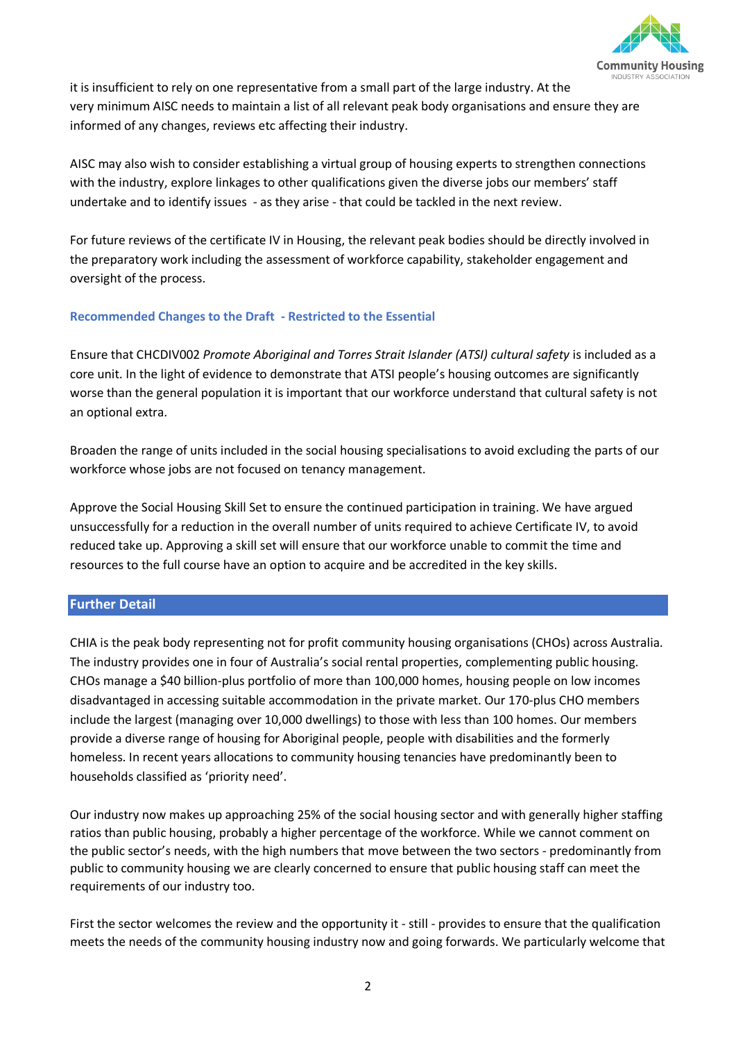it is insufficient to rely on one representative from a small part of the large industry. At the very minimum AISC needs to maintain a list of all relevant peak body organisations and ensure they are informed of any changes, reviews etc affecting their industry.

AISC may also wish to consider establishing a virtual group of housing experts to strengthen connections with the industry, explore linkages to other qualifications given the diverse jobs our members' staff undertake and to identify issues - as they arise - that could be tackled in the next review.

For future reviews of the certificate IV in Housing, the relevant peak bodies should be directly involved in the preparatory work including the assessment of workforce capability, stakeholder engagement and oversight of the process.

### Recommended Changes to the Draft - Restricted to the Essential

Ensure that CHCDIV002 *Promote Aboriginal and Torres Strait Islander (ATSI) cultural safety* is included as a core unit. In the light of evidence to demonstrate that ATSI people's housing outcomes are significantly worse than the general population it is important that our workforce understand that cultural safety is not an optional extra.

Broaden the range of units included in the social housing specialisations to avoid excluding the parts of our workforce whose jobs are not focused on tenancy management.

Approve the Social Housing Skill Set to ensure the continued participation in training. We have argued unsuccessfully for a reduction in the overall number of units required to achieve Certificate IV, to avoid reduced take up. Approving a skill set will ensure that our workforce unable to commit the time and resources to the full course have an option to acquire and be accredited in the key skills.

## Further Detail

CHIA is the peak body representing not for profit community housing organisations (CHOs) across Australia. The industry provides one in four of Australia's social rental properties, complementing public housing. CHOs manage a $40 billion-plus portfolio of more than 100,000 homes, housing people on low incomes disadvantaged in accessing suitable accommodation in the private market. Our 170-plus CHO members include the largest (managing over 10,000 dwellings) to those with less than 100 homes. Our members provide a diverse range of housing for Aboriginal people, people with disabilities and the formerly homeless. In recent years allocations to community housing tenancies have predominantly been to households classified as 'priority need'.

Our industry now makes up approaching 25% of the social housing sector and with generally higher staffing ratios than public housing, probably a higher percentage of the workforce. While we cannot comment on the public sector's needs, with the high numbers that move between the two sectors - predominantly from public to community housing we are clearly concerned to ensure that public housing staff can meet the requirements of our industry too.

First the sector welcomes the review and the opportunity it - still - provides to ensure that the qualification meets the needs of the community housing industry now and going forwards. We particularly welcome that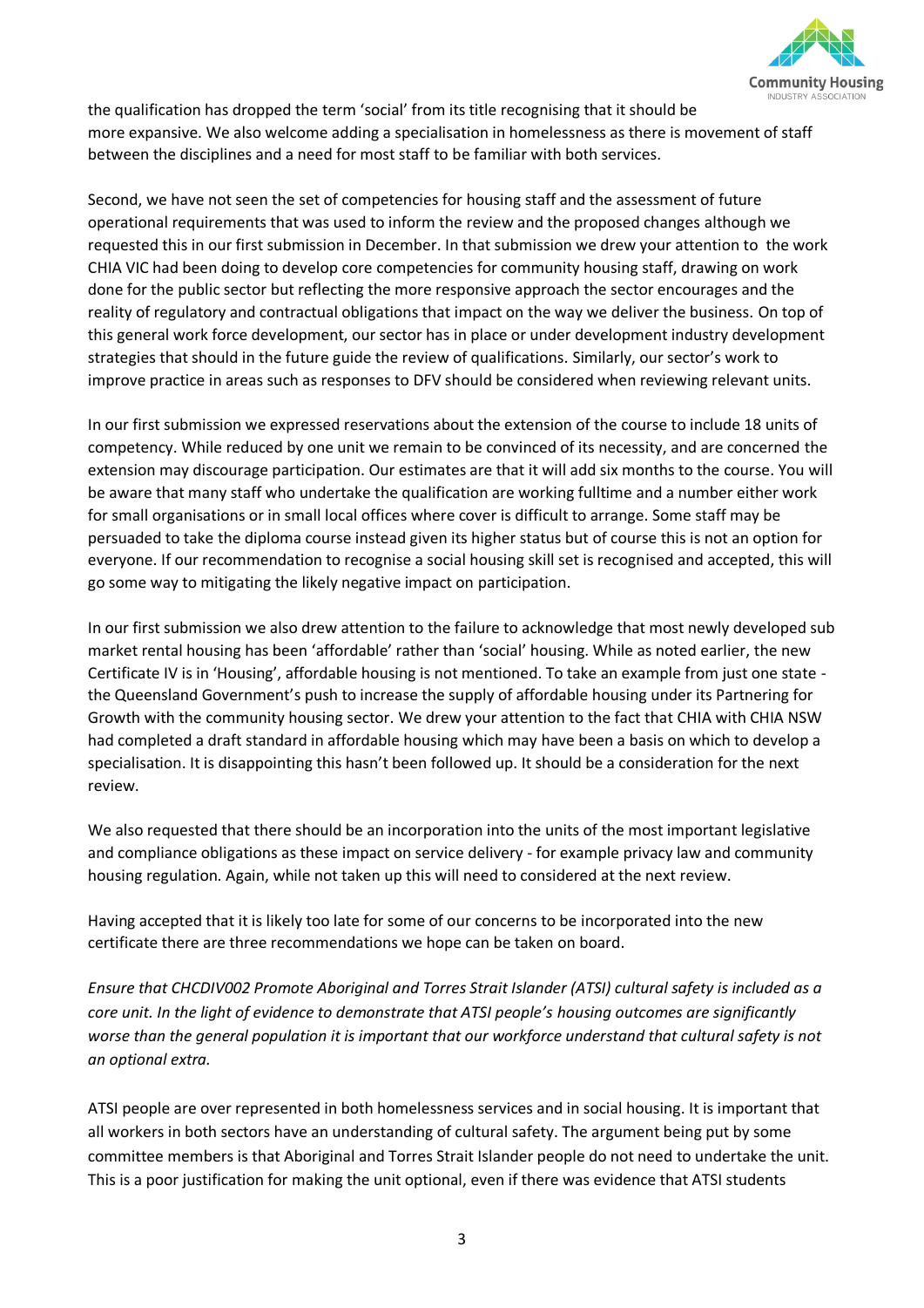the qualification has dropped the term 'social' from its title recognising that it should be more expansive. We also welcome adding a specialisation in homelessness as there is movement of staff between the disciplines and a need for most staff to be familiar with both services.

Second, we have not seen the set of competencies for housing staff and the assessment of future operational requirements that was used to inform the review and the proposed changes although we requested this in our first submission in December. In that submission we drew your attention to the work CHIA VIC had been doing to develop core competencies for community housing staff, drawing on work done for the public sector but reflecting the more responsive approach the sector encourages and the reality of regulatory and contractual obligations that impact on the way we deliver the business. On top of this general work force development, our sector has in place or under development industry development strategies that should in the future guide the review of qualifications. Similarly, our sector's work to improve practice in areas such as responses to DFV should be considered when reviewing relevant units.

In our first submission we expressed reservations about the extension of the course to include 18 units of competency. While reduced by one unit we remain to be convinced of its necessity, and are concerned the extension may discourage participation. Our estimates are that it will add six months to the course. You will be aware that many staff who undertake the qualification are working fulltime and a number either work for small organisations or in small local offices where cover is difficult to arrange. Some staff may be persuaded to take the diploma course instead given its higher status but of course this is not an option for everyone. If our recommendation to recognise a social housing skill set is recognised and accepted, this will go some way to mitigating the likely negative impact on participation.

In our first submission we also drew attention to the failure to acknowledge that most newly developed sub market rental housing has been 'affordable' rather than 'social' housing. While as noted earlier, the new Certificate IV is in 'Housing', affordable housing is not mentioned. To take an example from just one state - the Queensland Government's push to increase the supply of affordable housing under its Partnering for Growth with the community housing sector. We drew your attention to the fact that CHIA with CHIA NSW had completed a draft standard in affordable housing which may have been a basis on which to develop a specialisation. It is disappointing this hasn't been followed up. It should be a consideration for the next review.

We also requested that there should be an incorporation into the units of the most important legislative and compliance obligations as these impact on service delivery - for example privacy law and community housing regulation. Again, while not taken up this will need to considered at the next review.

Having accepted that it is likely too late for some of our concerns to be incorporated into the new certificate there are three recommendations we hope can be taken on board.

*Ensure that CHCDIV002 Promote Aboriginal and Torres Strait Islander (ATSI) cultural safety is included as a core unit. In the light of evidence to demonstrate that ATSI people's housing outcomes are significantly worse than the general population it is important that our workforce understand that cultural safety is not an optional extra.*

ATSI people are over represented in both homelessness services and in social housing. It is important that all workers in both sectors have an understanding of cultural safety. The argument being put by some committee members is that Aboriginal and Torres Strait Islander people do not need to undertake the unit. This is a poor justification for making the unit optional, even if there was evidence that ATSI students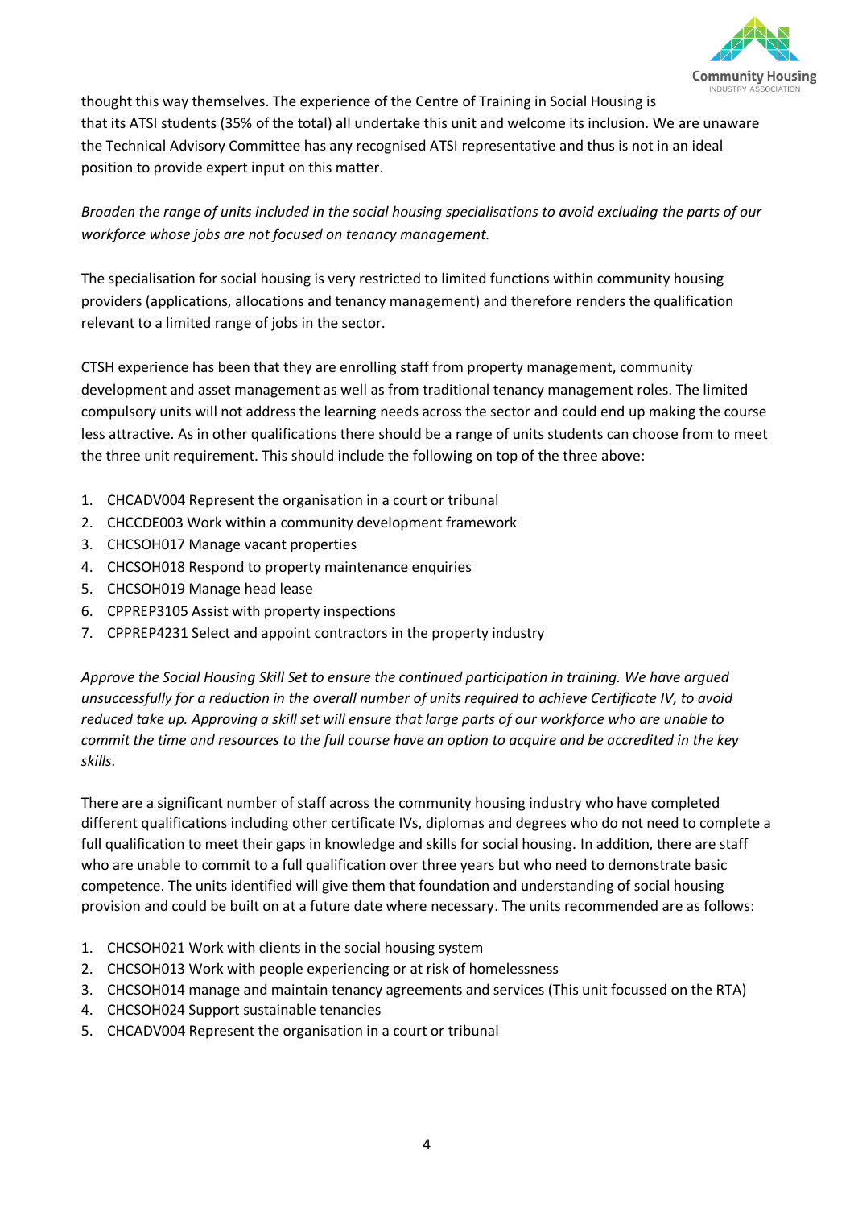thought this way themselves. The experience of the Centre of Training in Social Housing is that its ATSI students (35% of the total) all undertake this unit and welcome its inclusion. We are unaware the Technical Advisory Committee has any recognised ATSI representative and thus is not in an ideal position to provide expert input on this matter.

*Broaden the range of units included in the social housing specialisations to avoid excluding the parts of our workforce whose jobs are not focused on tenancy management.*

The specialisation for social housing is very restricted to limited functions within community housing providers (applications, allocations and tenancy management) and therefore renders the qualification relevant to a limited range of jobs in the sector.

CTSH experience has been that they are enrolling staff from property management, community development and asset management as well as from traditional tenancy management roles. The limited compulsory units will not address the learning needs across the sector and could end up making the course less attractive. As in other qualifications there should be a range of units students can choose from to meet the three unit requirement. This should include the following on top of the three above:

1. CHCADV004 Represent the organisation in a court or tribunal
2. CHCCDE003 Work within a community development framework
3. CHCSOH017 Manage vacant properties
4. CHCSOH018 Respond to property maintenance enquiries
5. CHCSOH019 Manage head lease
6. CPPREP3105 Assist with property inspections
7. CPPREP4231 Select and appoint contractors in the property industry

*Approve the Social Housing Skill Set to ensure the continued participation in training. We have argued unsuccessfully for a reduction in the overall number of units required to achieve Certificate IV, to avoid reduced take up. Approving a skill set will ensure that large parts of our workforce who are unable to commit the time and resources to the full course have an option to acquire and be accredited in the key skills.*

There are a significant number of staff across the community housing industry who have completed different qualifications including other certificate IVs, diplomas and degrees who do not need to complete a full qualification to meet their gaps in knowledge and skills for social housing. In addition, there are staff who are unable to commit to a full qualification over three years but who need to demonstrate basic competence. The units identified will give them that foundation and understanding of social housing provision and could be built on at a future date where necessary. The units recommended are as follows:

1. CHCSOH021 Work with clients in the social housing system
2. CHCSOH013 Work with people experiencing or at risk of homelessness
3. CHCSOH014 manage and maintain tenancy agreements and services (This unit focussed on the RTA)
4. CHCSOH024 Support sustainable tenancies
5. CHCADV004 Represent the organisation in a court or tribunal